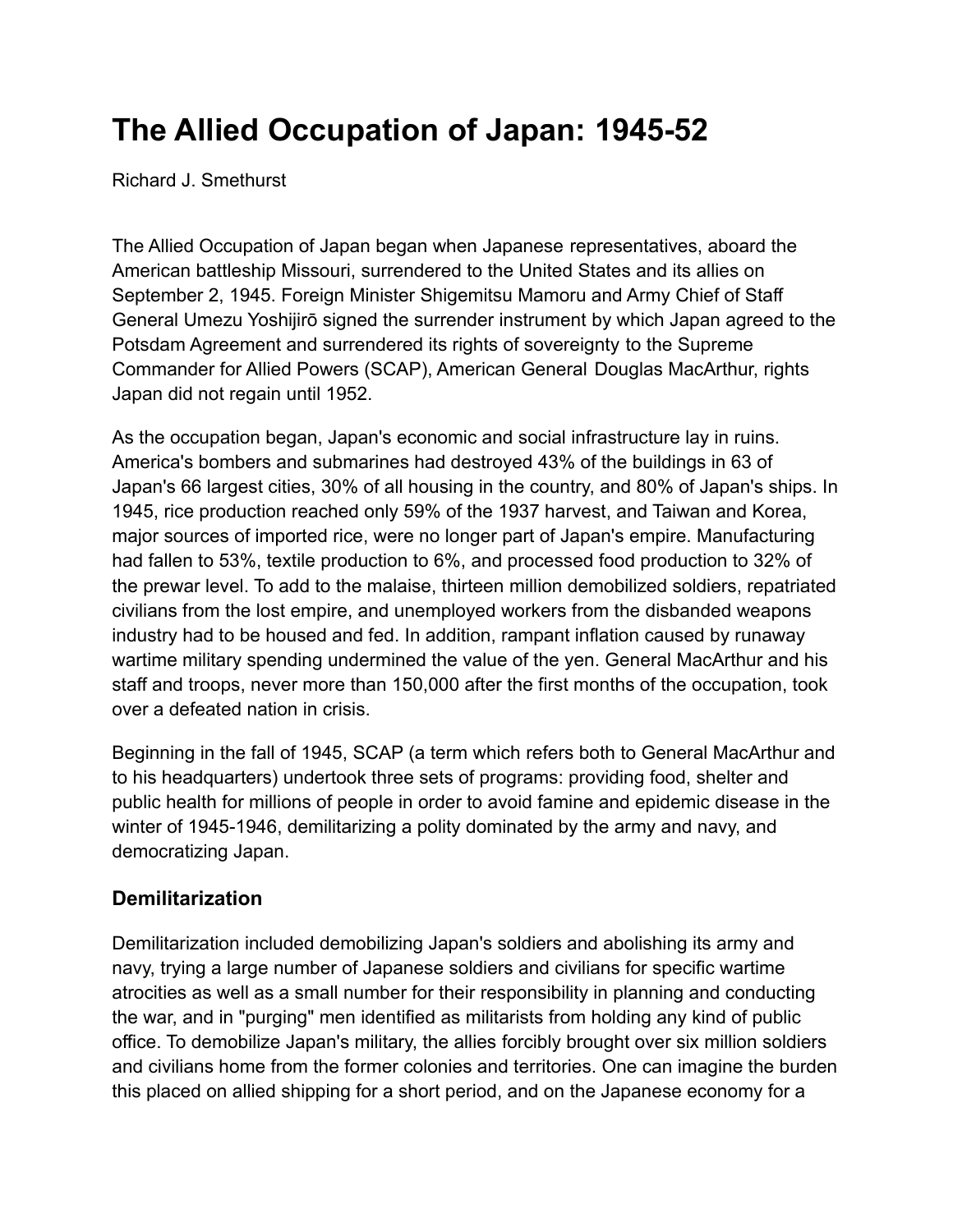# The Allied Occupation of Japan: 1945-52

Richard J. Smethurst

The Allied Occupation of Japan began when Japanese representatives, aboard the American battleship Missouri, surrendered to the United States and its allies on September 2, 1945. Foreign Minister Shigemitsu Mamoru and Army Chief of Staff General Umezu Yoshijirō signed the surrender instrument by which Japan agreed to the Potsdam Agreement and surrendered its rights of sovereignty to the Supreme Commander for Allied Powers (SCAP), American General Douglas MacArthur, rights Japan did not regain until 1952.

As the occupation began, Japan's economic and social infrastructure lay in ruins. America's bombers and submarines had destroyed 43% of the buildings in 63 of Japan's 66 largest cities, 30% of all housing in the country, and 80% of Japan's ships. In 1945, rice production reached only 59% of the 1937 harvest, and Taiwan and Korea, major sources of imported rice, were no longer part of Japan's empire. Manufacturing had fallen to 53%, textile production to 6%, and processed food production to 32% of the prewar level. To add to the malaise, thirteen million demobilized soldiers, repatriated civilians from the lost empire, and unemployed workers from the disbanded weapons industry had to be housed and fed. In addition, rampant inflation caused by runaway wartime military spending undermined the value of the yen. General MacArthur and his staff and troops, never more than 150,000 after the first months of the occupation, took over a defeated nation in crisis.

Beginning in the fall of 1945, SCAP (a term which refers both to General MacArthur and to his headquarters) undertook three sets of programs: providing food, shelter and public health for millions of people in order to avoid famine and epidemic disease in the winter of 1945-1946, demilitarizing a polity dominated by the army and navy, and democratizing Japan.

## Demilitarization

Demilitarization included demobilizing Japan's soldiers and abolishing its army and navy, trying a large number of Japanese soldiers and civilians for specific wartime atrocities as well as a small number for their responsibility in planning and conducting the war, and in "purging" men identified as militarists from holding any kind of public office. To demobilize Japan's military, the allies forcibly brought over six million soldiers and civilians home from the former colonies and territories. One can imagine the burden this placed on allied shipping for a short period, and on the Japanese economy for a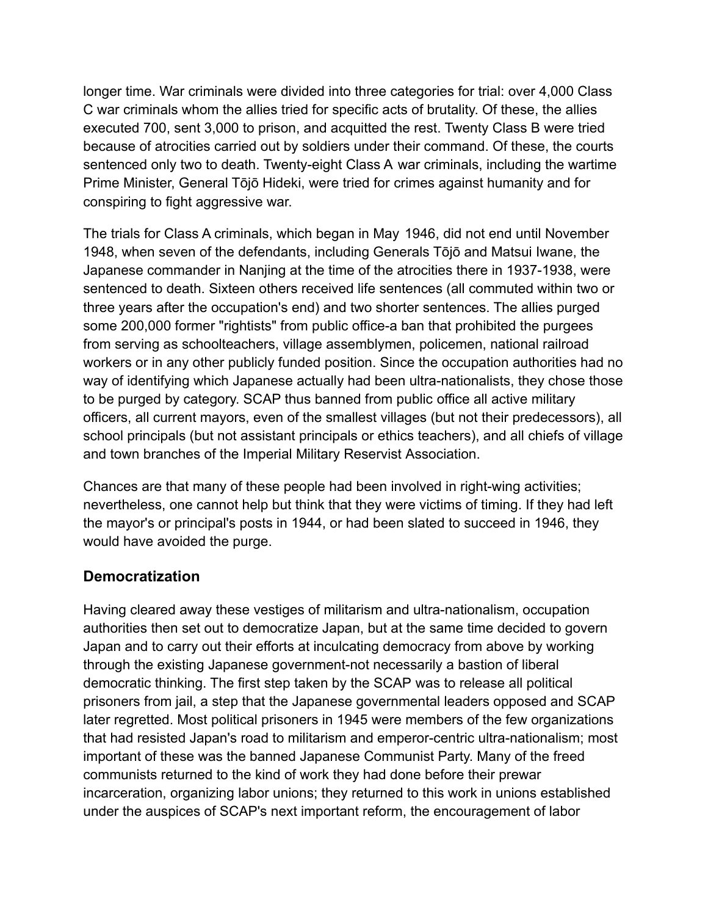longer time. War criminals were divided into three categories for trial: over 4,000 Class C war criminals whom the allies tried for specific acts of brutality. Of these, the allies executed 700, sent 3,000 to prison, and acquitted the rest. Twenty Class B were tried because of atrocities carried out by soldiers under their command. Of these, the courts sentenced only two to death. Twenty-eight Class A war criminals, including the wartime Prime Minister, General Tōjō Hideki, were tried for crimes against humanity and for conspiring to fight aggressive war.

The trials for Class A criminals, which began in May 1946, did not end until November 1948, when seven of the defendants, including Generals Tōjō and Matsui Iwane, the Japanese commander in Nanjing at the time of the atrocities there in 1937-1938, were sentenced to death. Sixteen others received life sentences (all commuted within two or three years after the occupation's end) and two shorter sentences. The allies purged some 200,000 former "rightists" from public office-a ban that prohibited the purgees from serving as schoolteachers, village assemblymen, policemen, national railroad workers or in any other publicly funded position. Since the occupation authorities had no way of identifying which Japanese actually had been ultra-nationalists, they chose those to be purged by category. SCAP thus banned from public office all active military officers, all current mayors, even of the smallest villages (but not their predecessors), all school principals (but not assistant principals or ethics teachers), and all chiefs of village and town branches of the Imperial Military Reservist Association.

Chances are that many of these people had been involved in right-wing activities; nevertheless, one cannot help but think that they were victims of timing. If they had left the mayor's or principal's posts in 1944, or had been slated to succeed in 1946, they would have avoided the purge.

## Democratization

Having cleared away these vestiges of militarism and ultra-nationalism, occupation authorities then set out to democratize Japan, but at the same time decided to govern Japan and to carry out their efforts at inculcating democracy from above by working through the existing Japanese government-not necessarily a bastion of liberal democratic thinking. The first step taken by the SCAP was to release all political prisoners from jail, a step that the Japanese governmental leaders opposed and SCAP later regretted. Most political prisoners in 1945 were members of the few organizations that had resisted Japan's road to militarism and emperor-centric ultra-nationalism; most important of these was the banned Japanese Communist Party. Many of the freed communists returned to the kind of work they had done before their prewar incarceration, organizing labor unions; they returned to this work in unions established under the auspices of SCAP's next important reform, the encouragement of labor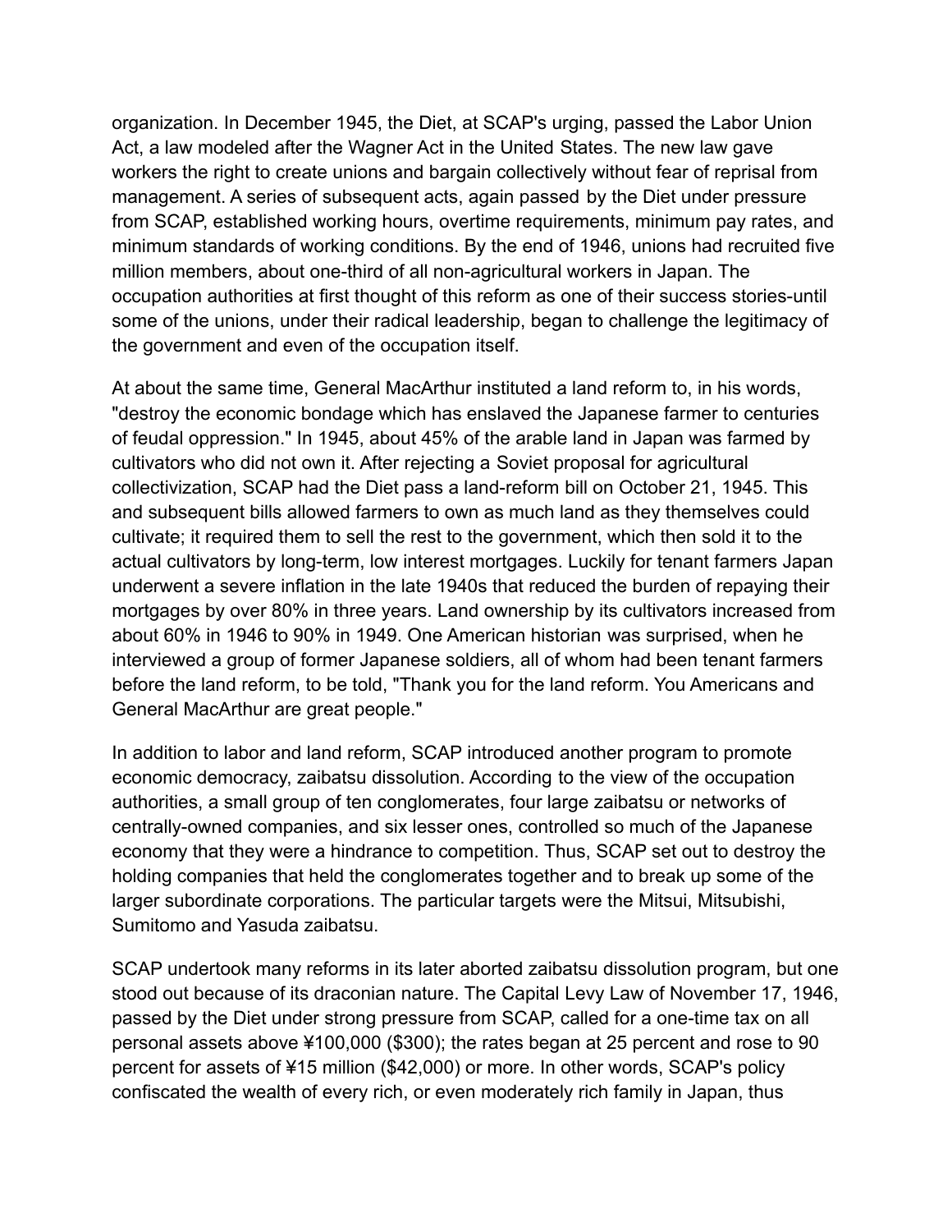organization. In December 1945, the Diet, at SCAP's urging, passed the Labor Union Act, a law modeled after the Wagner Act in the United States. The new law gave workers the right to create unions and bargain collectively without fear of reprisal from management. A series of subsequent acts, again passed by the Diet under pressure from SCAP, established working hours, overtime requirements, minimum pay rates, and minimum standards of working conditions. By the end of 1946, unions had recruited five million members, about one-third of all non-agricultural workers in Japan. The occupation authorities at first thought of this reform as one of their success stories-until some of the unions, under their radical leadership, began to challenge the legitimacy of the government and even of the occupation itself.

At about the same time, General MacArthur instituted a land reform to, in his words, "destroy the economic bondage which has enslaved the Japanese farmer to centuries of feudal oppression." In 1945, about 45% of the arable land in Japan was farmed by cultivators who did not own it. After rejecting a Soviet proposal for agricultural collectivization, SCAP had the Diet pass a land-reform bill on October 21, 1945. This and subsequent bills allowed farmers to own as much land as they themselves could cultivate; it required them to sell the rest to the government, which then sold it to the actual cultivators by long-term, low interest mortgages. Luckily for tenant farmers Japan underwent a severe inflation in the late 1940s that reduced the burden of repaying their mortgages by over 80% in three years. Land ownership by its cultivators increased from about 60% in 1946 to 90% in 1949. One American historian was surprised, when he interviewed a group of former Japanese soldiers, all of whom had been tenant farmers before the land reform, to be told, "Thank you for the land reform. You Americans and General MacArthur are great people."

In addition to labor and land reform, SCAP introduced another program to promote economic democracy, zaibatsu dissolution. According to the view of the occupation authorities, a small group of ten conglomerates, four large zaibatsu or networks of centrally-owned companies, and six lesser ones, controlled so much of the Japanese economy that they were a hindrance to competition. Thus, SCAP set out to destroy the holding companies that held the conglomerates together and to break up some of the larger subordinate corporations. The particular targets were the Mitsui, Mitsubishi, Sumitomo and Yasuda zaibatsu.

SCAP undertook many reforms in its later aborted zaibatsu dissolution program, but one stood out because of its draconian nature. The Capital Levy Law of November 17, 1946, passed by the Diet under strong pressure from SCAP, called for a one-time tax on all personal assets above ¥100,000 ($300); the rates began at 25 percent and rose to 90 percent for assets of ¥15 million ($42,000) or more. In other words, SCAP's policy confiscated the wealth of every rich, or even moderately rich family in Japan, thus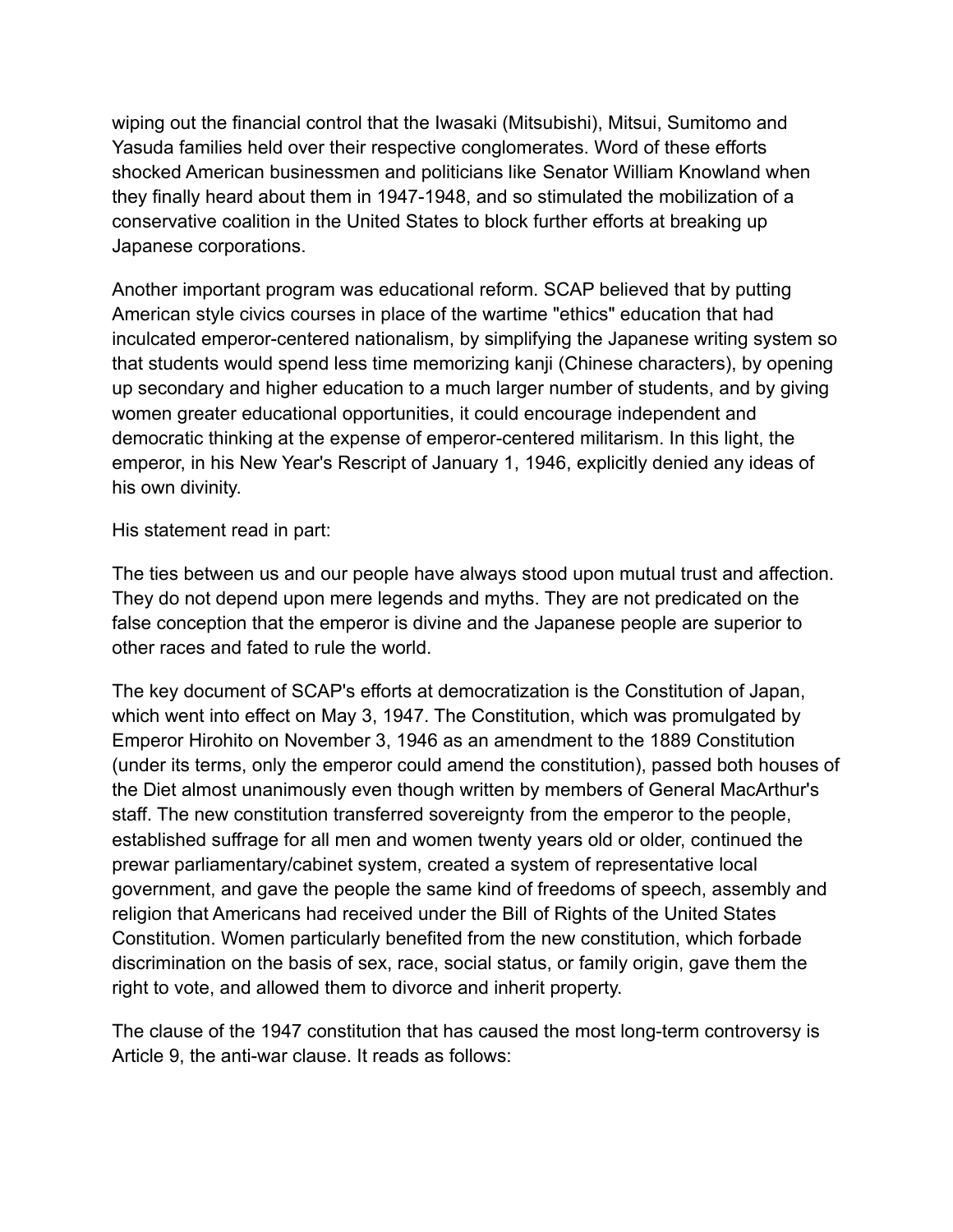wiping out the financial control that the Iwasaki (Mitsubishi), Mitsui, Sumitomo and Yasuda families held over their respective conglomerates. Word of these efforts shocked American businessmen and politicians like Senator William Knowland when they finally heard about them in 1947-1948, and so stimulated the mobilization of a conservative coalition in the United States to block further efforts at breaking up Japanese corporations.

Another important program was educational reform. SCAP believed that by putting American style civics courses in place of the wartime "ethics" education that had inculcated emperor-centered nationalism, by simplifying the Japanese writing system so that students would spend less time memorizing kanji (Chinese characters), by opening up secondary and higher education to a much larger number of students, and by giving women greater educational opportunities, it could encourage independent and democratic thinking at the expense of emperor-centered militarism. In this light, the emperor, in his New Year's Rescript of January 1, 1946, explicitly denied any ideas of his own divinity.

His statement read in part:

The ties between us and our people have always stood upon mutual trust and affection. They do not depend upon mere legends and myths. They are not predicated on the false conception that the emperor is divine and the Japanese people are superior to other races and fated to rule the world.

The key document of SCAP's efforts at democratization is the Constitution of Japan, which went into effect on May 3, 1947. The Constitution, which was promulgated by Emperor Hirohito on November 3, 1946 as an amendment to the 1889 Constitution (under its terms, only the emperor could amend the constitution), passed both houses of the Diet almost unanimously even though written by members of General MacArthur's staff. The new constitution transferred sovereignty from the emperor to the people, established suffrage for all men and women twenty years old or older, continued the prewar parliamentary/cabinet system, created a system of representative local government, and gave the people the same kind of freedoms of speech, assembly and religion that Americans had received under the Bill of Rights of the United States Constitution. Women particularly benefited from the new constitution, which forbade discrimination on the basis of sex, race, social status, or family origin, gave them the right to vote, and allowed them to divorce and inherit property.

The clause of the 1947 constitution that has caused the most long-term controversy is Article 9, the anti-war clause. It reads as follows: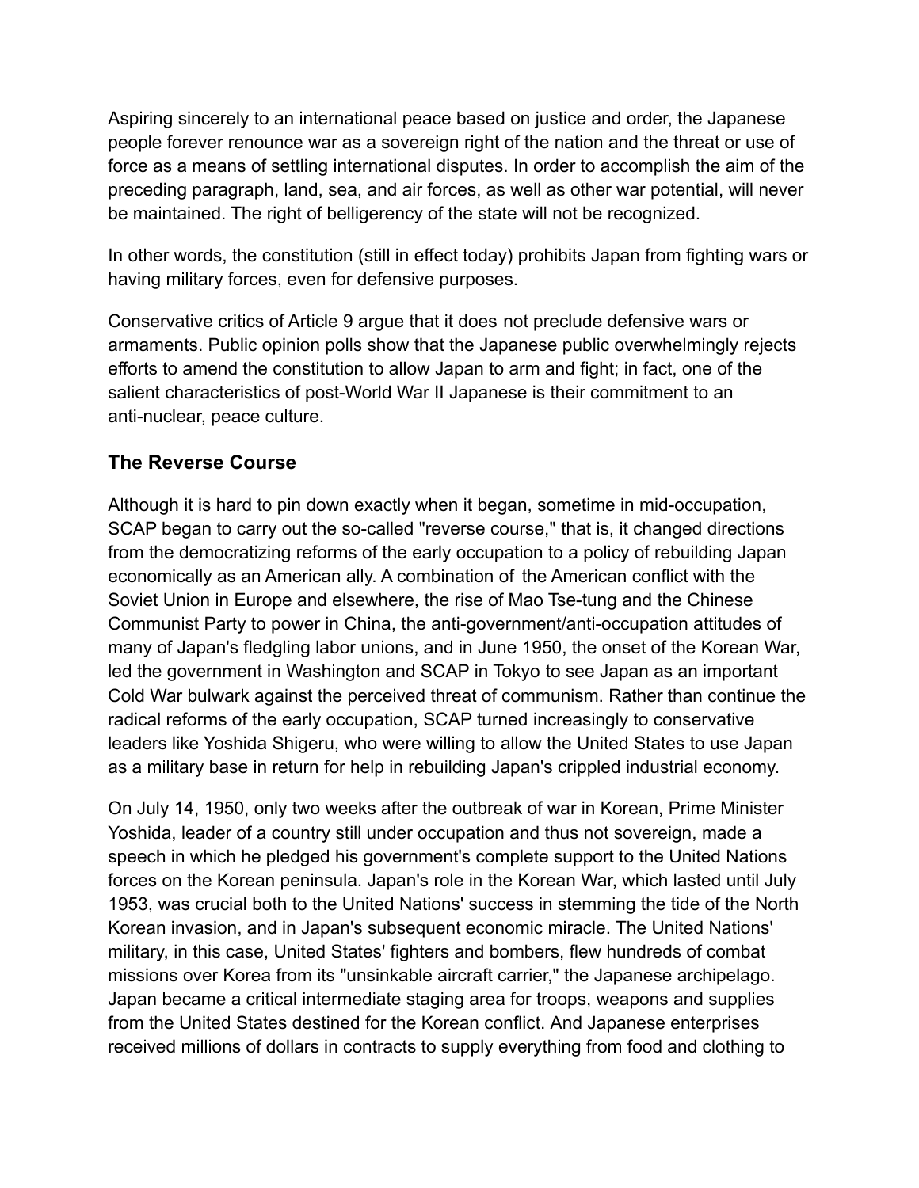Aspiring sincerely to an international peace based on justice and order, the Japanese people forever renounce war as a sovereign right of the nation and the threat or use of force as a means of settling international disputes. In order to accomplish the aim of the preceding paragraph, land, sea, and air forces, as well as other war potential, will never be maintained. The right of belligerency of the state will not be recognized.

In other words, the constitution (still in effect today) prohibits Japan from fighting wars or having military forces, even for defensive purposes.

Conservative critics of Article 9 argue that it does not preclude defensive wars or armaments. Public opinion polls show that the Japanese public overwhelmingly rejects efforts to amend the constitution to allow Japan to arm and fight; in fact, one of the salient characteristics of post-World War II Japanese is their commitment to an anti-nuclear, peace culture.

### The Reverse Course

Although it is hard to pin down exactly when it began, sometime in mid-occupation, SCAP began to carry out the so-called "reverse course," that is, it changed directions from the democratizing reforms of the early occupation to a policy of rebuilding Japan economically as an American ally. A combination of the American conflict with the Soviet Union in Europe and elsewhere, the rise of Mao Tse-tung and the Chinese Communist Party to power in China, the anti-government/anti-occupation attitudes of many of Japan's fledgling labor unions, and in June 1950, the onset of the Korean War, led the government in Washington and SCAP in Tokyo to see Japan as an important Cold War bulwark against the perceived threat of communism. Rather than continue the radical reforms of the early occupation, SCAP turned increasingly to conservative leaders like Yoshida Shigeru, who were willing to allow the United States to use Japan as a military base in return for help in rebuilding Japan's crippled industrial economy.

On July 14, 1950, only two weeks after the outbreak of war in Korean, Prime Minister Yoshida, leader of a country still under occupation and thus not sovereign, made a speech in which he pledged his government's complete support to the United Nations forces on the Korean peninsula. Japan's role in the Korean War, which lasted until July 1953, was crucial both to the United Nations' success in stemming the tide of the North Korean invasion, and in Japan's subsequent economic miracle. The United Nations' military, in this case, United States' fighters and bombers, flew hundreds of combat missions over Korea from its "unsinkable aircraft carrier," the Japanese archipelago. Japan became a critical intermediate staging area for troops, weapons and supplies from the United States destined for the Korean conflict. And Japanese enterprises received millions of dollars in contracts to supply everything from food and clothing to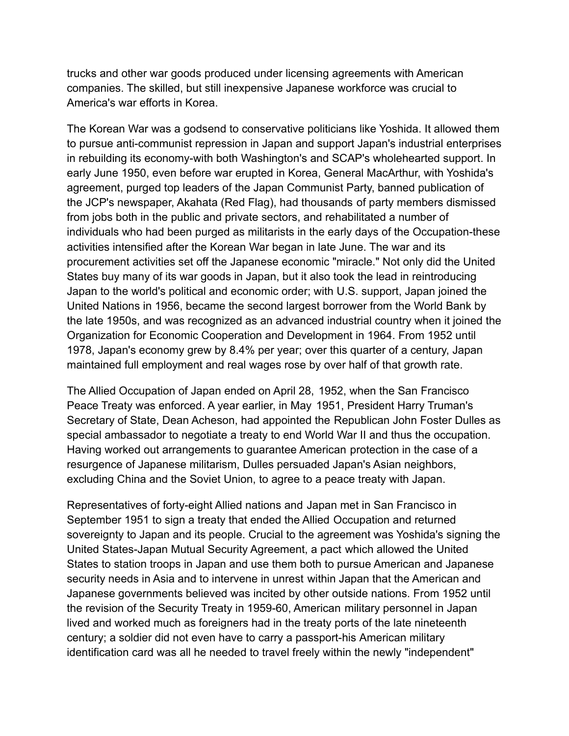trucks and other war goods produced under licensing agreements with American companies. The skilled, but still inexpensive Japanese workforce was crucial to America's war efforts in Korea.

The Korean War was a godsend to conservative politicians like Yoshida. It allowed them to pursue anti-communist repression in Japan and support Japan's industrial enterprises in rebuilding its economy-with both Washington's and SCAP's wholehearted support. In early June 1950, even before war erupted in Korea, General MacArthur, with Yoshida's agreement, purged top leaders of the Japan Communist Party, banned publication of the JCP's newspaper, Akahata (Red Flag), had thousands of party members dismissed from jobs both in the public and private sectors, and rehabilitated a number of individuals who had been purged as militarists in the early days of the Occupation-these activities intensified after the Korean War began in late June. The war and its procurement activities set off the Japanese economic "miracle." Not only did the United States buy many of its war goods in Japan, but it also took the lead in reintroducing Japan to the world's political and economic order; with U.S. support, Japan joined the United Nations in 1956, became the second largest borrower from the World Bank by the late 1950s, and was recognized as an advanced industrial country when it joined the Organization for Economic Cooperation and Development in 1964. From 1952 until 1978, Japan's economy grew by 8.4% per year; over this quarter of a century, Japan maintained full employment and real wages rose by over half of that growth rate.

The Allied Occupation of Japan ended on April 28, 1952, when the San Francisco Peace Treaty was enforced. A year earlier, in May 1951, President Harry Truman's Secretary of State, Dean Acheson, had appointed the Republican John Foster Dulles as special ambassador to negotiate a treaty to end World War II and thus the occupation. Having worked out arrangements to guarantee American protection in the case of a resurgence of Japanese militarism, Dulles persuaded Japan's Asian neighbors, excluding China and the Soviet Union, to agree to a peace treaty with Japan.

Representatives of forty-eight Allied nations and Japan met in San Francisco in September 1951 to sign a treaty that ended the Allied Occupation and returned sovereignty to Japan and its people. Crucial to the agreement was Yoshida's signing the United States-Japan Mutual Security Agreement, a pact which allowed the United States to station troops in Japan and use them both to pursue American and Japanese security needs in Asia and to intervene in unrest within Japan that the American and Japanese governments believed was incited by other outside nations. From 1952 until the revision of the Security Treaty in 1959-60, American military personnel in Japan lived and worked much as foreigners had in the treaty ports of the late nineteenth century; a soldier did not even have to carry a passport-his American military identification card was all he needed to travel freely within the newly "independent"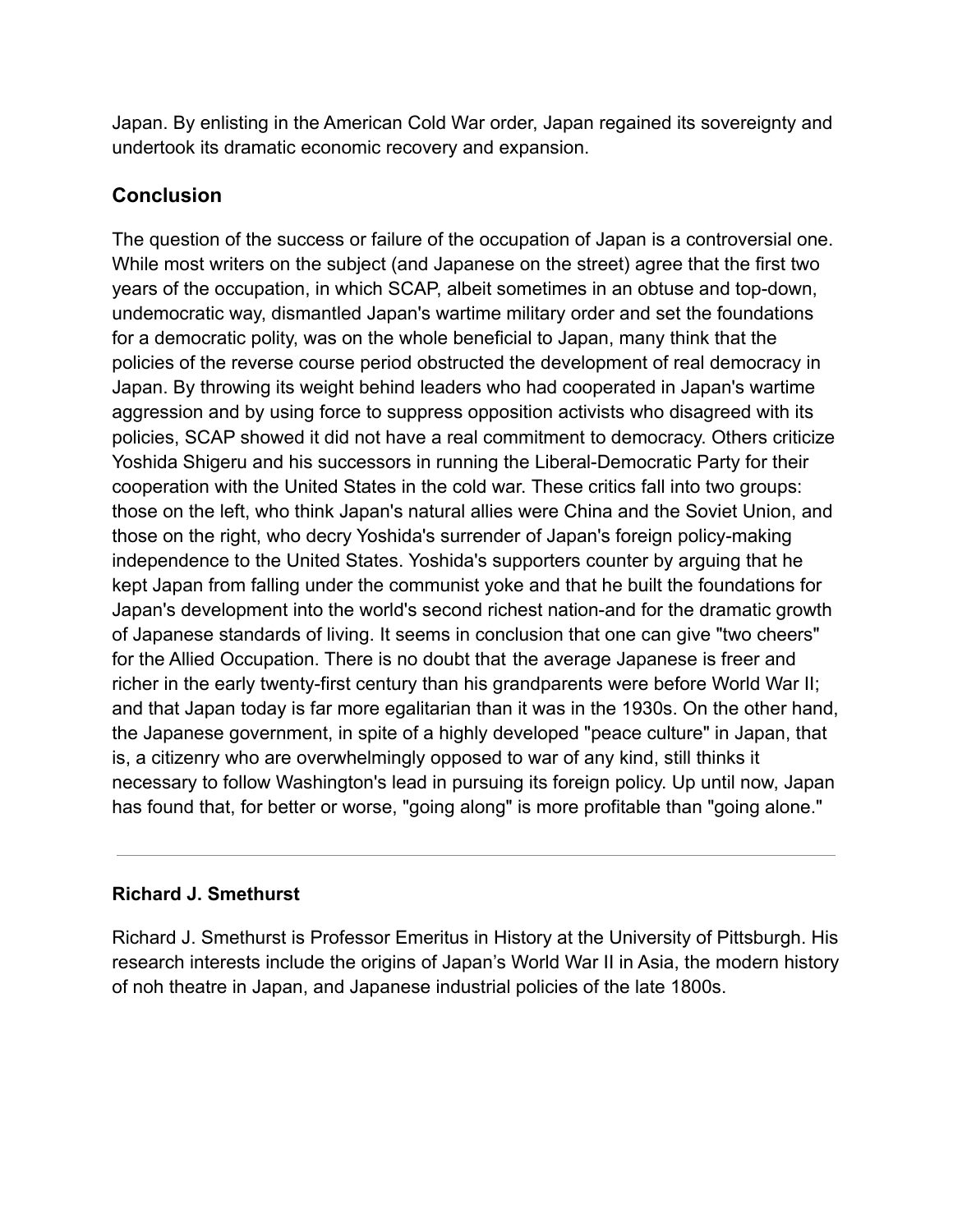Japan. By enlisting in the American Cold War order, Japan regained its sovereignty and undertook its dramatic economic recovery and expansion.

## Conclusion

The question of the success or failure of the occupation of Japan is a controversial one. While most writers on the subject (and Japanese on the street) agree that the first two years of the occupation, in which SCAP, albeit sometimes in an obtuse and top-down, undemocratic way, dismantled Japan's wartime military order and set the foundations for a democratic polity, was on the whole beneficial to Japan, many think that the policies of the reverse course period obstructed the development of real democracy in Japan. By throwing its weight behind leaders who had cooperated in Japan's wartime aggression and by using force to suppress opposition activists who disagreed with its policies, SCAP showed it did not have a real commitment to democracy. Others criticize Yoshida Shigeru and his successors in running the Liberal-Democratic Party for their cooperation with the United States in the cold war. These critics fall into two groups: those on the left, who think Japan's natural allies were China and the Soviet Union, and those on the right, who decry Yoshida's surrender of Japan's foreign policy-making independence to the United States. Yoshida's supporters counter by arguing that he kept Japan from falling under the communist yoke and that he built the foundations for Japan's development into the world's second richest nation-and for the dramatic growth of Japanese standards of living. It seems in conclusion that one can give "two cheers" for the Allied Occupation. There is no doubt that the average Japanese is freer and richer in the early twenty-first century than his grandparents were before World War II; and that Japan today is far more egalitarian than it was in the 1930s. On the other hand, the Japanese government, in spite of a highly developed "peace culture" in Japan, that is, a citizenry who are overwhelmingly opposed to war of any kind, still thinks it necessary to follow Washington's lead in pursuing its foreign policy. Up until now, Japan has found that, for better or worse, "going along" is more profitable than "going alone."

---

**Richard J. Smethurst**

Richard J. Smethurst is Professor Emeritus in History at the University of Pittsburgh. His research interests include the origins of Japan's World War II in Asia, the modern history of noh theatre in Japan, and Japanese industrial policies of the late 1800s.